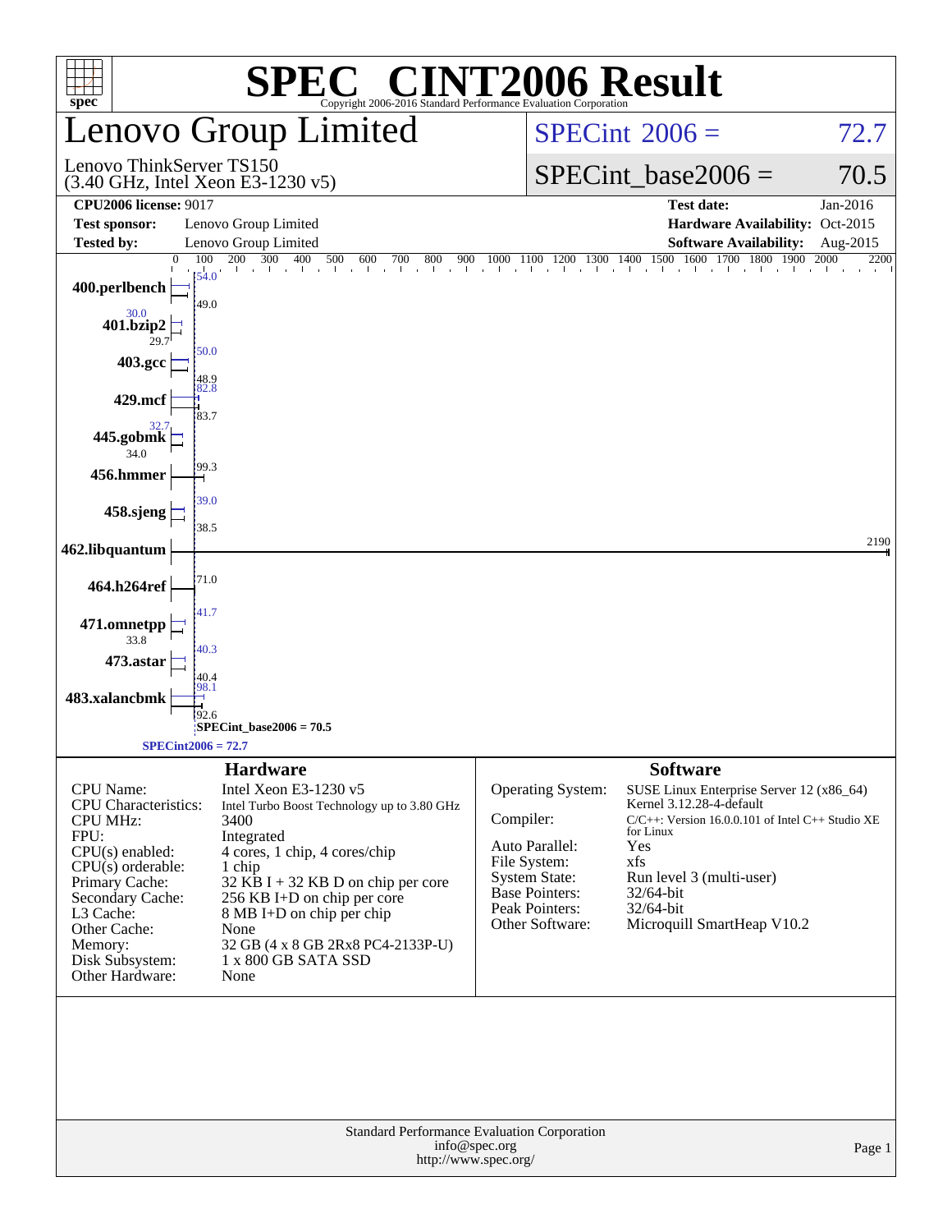# SPEC CINT2006 Result

Copyright 2006-2016 Standard Performance Evaluation Corporation

## Lenovo Group Limited

Lenovo ThinkServer TS150
(3.40 GHz, Intel Xeon E3-1230 v5)

SPECint 2006 = 72.7

SPECint_base2006 = 70.5

| | | | |
|---|---|---|---|
| **CPU2006 license:** 9017 | | **Test date:** | Jan-2016 |
| **Test sponsor:** | Lenovo Group Limited | **Hardware Availability:** | Oct-2015 |
| **Tested by:** | Lenovo Group Limited | **Software Availability:** | Aug-2015 |

| Benchmark | Peak | Base |
|---|---|---|
| 400.perlbench | 54.0 | 49.0 |
| 401.bzip2 | 30.0 | 29.7 |
| 403.gcc | 50.0 | 48.9 |
| 429.mcf | 82.8 | 83.7 |
| 445.gobmk | 32.7 | 34.0 |
| 456.hmmer | | 99.3 |
| 458.sjeng | 39.0 | 38.5 |
| 462.libquantum | | 2190 |
| 464.h264ref | | 71.0 |
| 471.omnetpp | 41.7 | 33.8 |
| 473.astar | 40.3 | 40.4 |
| 483.xalancbmk | 98.1 | 92.6 |

SPECint_base2006 = 70.5

SPECint2006 = 72.7

### Hardware

| | |
|---|---|
| CPU Name: | Intel Xeon E3-1230 v5 |
| CPU Characteristics: | Intel Turbo Boost Technology up to 3.80 GHz |
| CPU MHz: | 3400 |
| FPU: | Integrated |
| CPU(s) enabled: | 4 cores, 1 chip, 4 cores/chip |
| CPU(s) orderable: | 1 chip |
| Primary Cache: | 32 KB I + 32 KB D on chip per core |
| Secondary Cache: | 256 KB I+D on chip per core |
| L3 Cache: | 8 MB I+D on chip per chip |
| Other Cache: | None |
| Memory: | 32 GB (4 x 8 GB 2Rx8 PC4-2133P-U) |
| Disk Subsystem: | 1 x 800 GB SATA SSD |
| Other Hardware: | None |

### Software

| | |
|---|---|
| Operating System: | SUSE Linux Enterprise Server 12 (x86_64) Kernel 3.12.28-4-default |
| Compiler: | C/C++: Version 16.0.0.101 of Intel C++ Studio XE for Linux |
| Auto Parallel: | Yes |
| File System: | xfs |
| System State: | Run level 3 (multi-user) |
| Base Pointers: | 32/64-bit |
| Peak Pointers: | 32/64-bit |
| Other Software: | Microquill SmartHeap V10.2 |

Standard Performance Evaluation Corporation
info@spec.org
http://www.spec.org/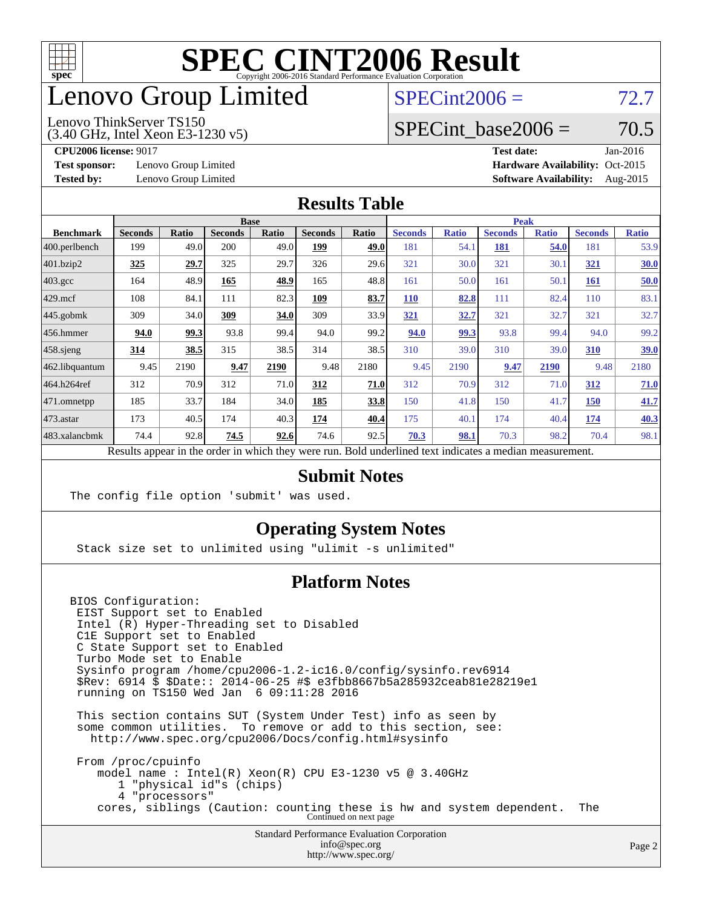# SPEC CINT2006 Result

Copyright 2006-2016 Standard Performance Evaluation Corporation

## Lenovo Group Limited

Lenovo ThinkServer TS150
(3.40 GHz, Intel Xeon E3-1230 v5)

SPECint2006 = 72.7

SPECint_base2006 = 70.5

**CPU2006 license:** 9017
**Test sponsor:** Lenovo Group Limited
**Tested by:** Lenovo Group Limited

**Test date:** Jan-2016
**Hardware Availability:** Oct-2015
**Software Availability:** Aug-2015

## Results Table

| Benchmark | Base | | | | | | Peak | | | | | |
|---|---|---|---|---|---|---|---|---|---|---|---|---|
| | Seconds | Ratio | Seconds | Ratio | Seconds | Ratio | Seconds | Ratio | Seconds | Ratio | Seconds | Ratio |
| 400.perlbench | 199 | 49.0 | 200 | 49.0 | **199** | **49.0** | 181 | 54.1 | **181** | **54.0** | 181 | 53.9 |
| 401.bzip2 | **325** | **29.7** | 325 | 29.7 | 326 | 29.6 | 321 | 30.0 | 321 | 30.1 | **321** | **30.0** |
| 403.gcc | 164 | 48.9 | **165** | **48.9** | 165 | 48.8 | 161 | 50.0 | 161 | 50.1 | **161** | **50.0** |
| 429.mcf | 108 | 84.1 | 111 | 82.3 | **109** | **83.7** | **110** | **82.8** | 111 | 82.4 | 110 | 83.1 |
| 445.gobmk | 309 | 34.0 | **309** | **34.0** | 309 | 33.9 | **321** | **32.7** | 321 | 32.7 | 321 | 32.7 |
| 456.hmmer | **94.0** | **99.3** | 93.8 | 99.4 | 94.0 | 99.2 | **94.0** | **99.3** | 93.8 | 99.4 | 94.0 | 99.2 |
| 458.sjeng | **314** | **38.5** | 315 | 38.5 | 314 | 38.5 | 310 | 39.0 | 310 | 39.0 | **310** | **39.0** |
| 462.libquantum | 9.45 | 2190 | **9.47** | **2190** | 9.48 | 2180 | 9.45 | 2190 | **9.47** | **2190** | 9.48 | 2180 |
| 464.h264ref | 312 | 70.9 | 312 | 71.0 | **312** | **71.0** | 312 | 70.9 | 312 | 71.0 | **312** | **71.0** |
| 471.omnetpp | 185 | 33.7 | 184 | 34.0 | **185** | **33.8** | 150 | 41.8 | 150 | 41.7 | **150** | **41.7** |
| 473.astar | 173 | 40.5 | 174 | 40.3 | **174** | **40.4** | 175 | 40.1 | 174 | 40.4 | **174** | **40.3** |
| 483.xalancbmk | 74.4 | 92.8 | **74.5** | **92.6** | 74.6 | 92.5 | **70.3** | **98.1** | 70.3 | 98.2 | 70.4 | 98.1 |

Results appear in the order in which they were run. Bold underlined text indicates a median measurement.

## Submit Notes

```
The config file option 'submit' was used.
```

## Operating System Notes

```
Stack size set to unlimited using "ulimit -s unlimited"
```

## Platform Notes

```
BIOS Configuration:
 EIST Support set to Enabled
 Intel (R) Hyper-Threading set to Disabled
 C1E Support set to Enabled
 C State Support set to Enabled
 Turbo Mode set to Enable
 Sysinfo program /home/cpu2006-1.2-ic16.0/config/sysinfo.rev6914
 $Rev: 6914 $ $Date:: 2014-06-25 #$ e3fbb8667b5a285932ceab81e28219e1
 running on TS150 Wed Jan  6 09:11:28 2016

 This section contains SUT (System Under Test) info as seen by
 some common utilities.  To remove or add to this section, see:
   http://www.spec.org/cpu2006/Docs/config.html#sysinfo

 From /proc/cpuinfo
    model name : Intel(R) Xeon(R) CPU E3-1230 v5 @ 3.40GHz
       1 "physical id"s (chips)
       4 "processors"
    cores, siblings (Caution: counting these is hw and system dependent.  The
```

Continued on next page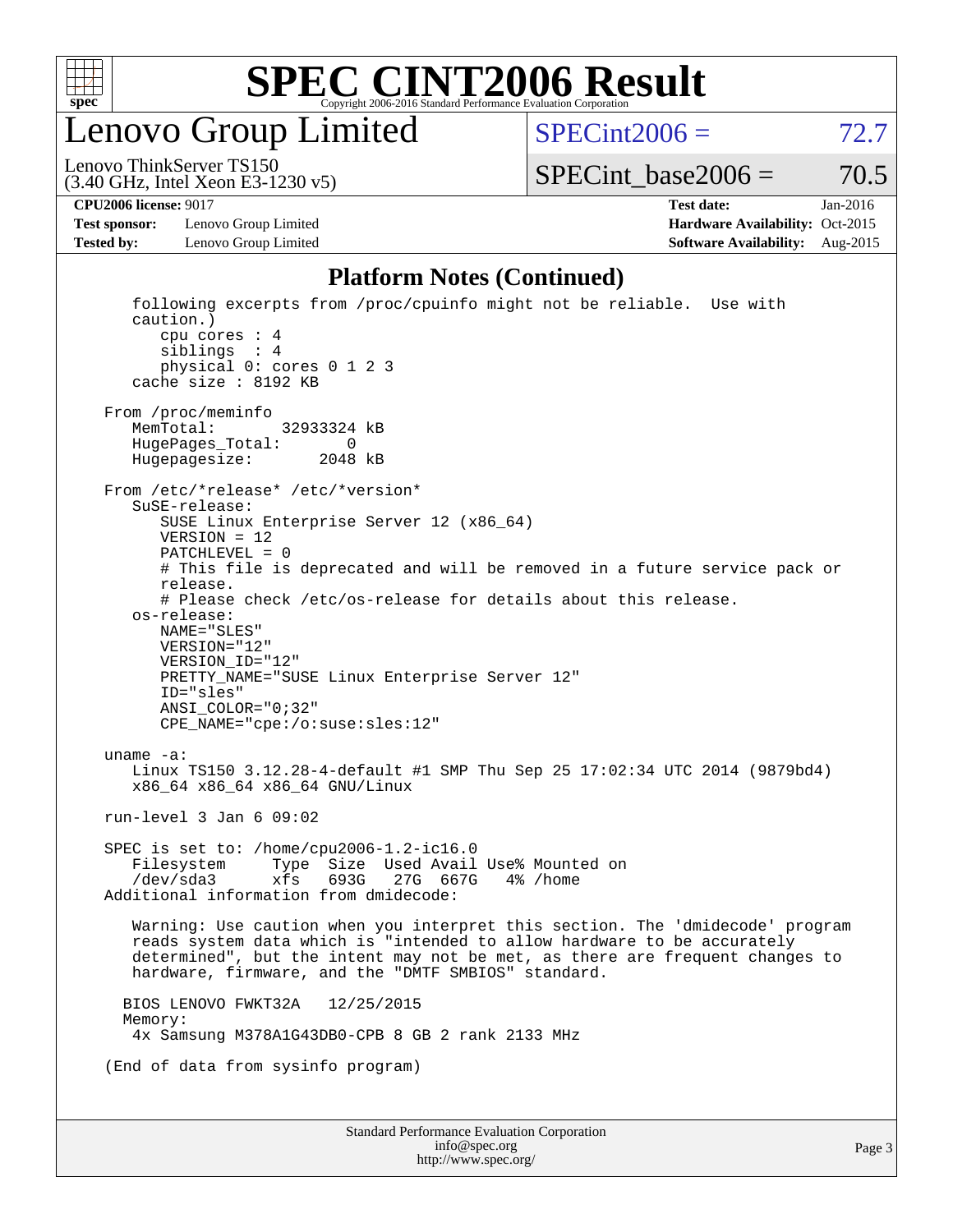# SPEC CINT2006 Result

Copyright 2006-2016 Standard Performance Evaluation Corporation

## Lenovo Group Limited

Lenovo ThinkServer TS150
(3.40 GHz, Intel Xeon E3-1230 v5)

SPECint2006 = 72.7

SPECint_base2006 = 70.5

| | | | |
|---|---|---|---|
| **CPU2006 license:** 9017 | | **Test date:** | Jan-2016 |
| **Test sponsor:** | Lenovo Group Limited | **Hardware Availability:** | Oct-2015 |
| **Tested by:** | Lenovo Group Limited | **Software Availability:** | Aug-2015 |

### Platform Notes (Continued)

```
    following excerpts from /proc/cpuinfo might not be reliable.  Use with
    caution.)
       cpu cores : 4
       siblings  : 4
       physical 0: cores 0 1 2 3
    cache size : 8192 KB

 From /proc/meminfo
    MemTotal:       32933324 kB
    HugePages_Total:       0
    Hugepagesize:       2048 kB

 From /etc/*release* /etc/*version*
    SuSE-release:
       SUSE Linux Enterprise Server 12 (x86_64)
       VERSION = 12
       PATCHLEVEL = 0
       # This file is deprecated and will be removed in a future service pack or
       release.
       # Please check /etc/os-release for details about this release.
    os-release:
       NAME="SLES"
       VERSION="12"
       VERSION_ID="12"
       PRETTY_NAME="SUSE Linux Enterprise Server 12"
       ID="sles"
       ANSI_COLOR="0;32"
       CPE_NAME="cpe:/o:suse:sles:12"

 uname -a:
    Linux TS150 3.12.28-4-default #1 SMP Thu Sep 25 17:02:34 UTC 2014 (9879bd4)
    x86_64 x86_64 x86_64 GNU/Linux

 run-level 3 Jan 6 09:02

 SPEC is set to: /home/cpu2006-1.2-ic16.0
    Filesystem     Type  Size  Used Avail Use% Mounted on
    /dev/sda3      xfs   693G   27G  667G   4% /home
 Additional information from dmidecode:

    Warning: Use caution when you interpret this section. The 'dmidecode' program
    reads system data which is "intended to allow hardware to be accurately
    determined", but the intent may not be met, as there are frequent changes to
    hardware, firmware, and the "DMTF SMBIOS" standard.

   BIOS LENOVO FWKT32A   12/25/2015
   Memory:
    4x Samsung M378A1G43DB0-CPB 8 GB 2 rank 2133 MHz

 (End of data from sysinfo program)
```

Standard Performance Evaluation Corporation
info@spec.org
http://www.spec.org/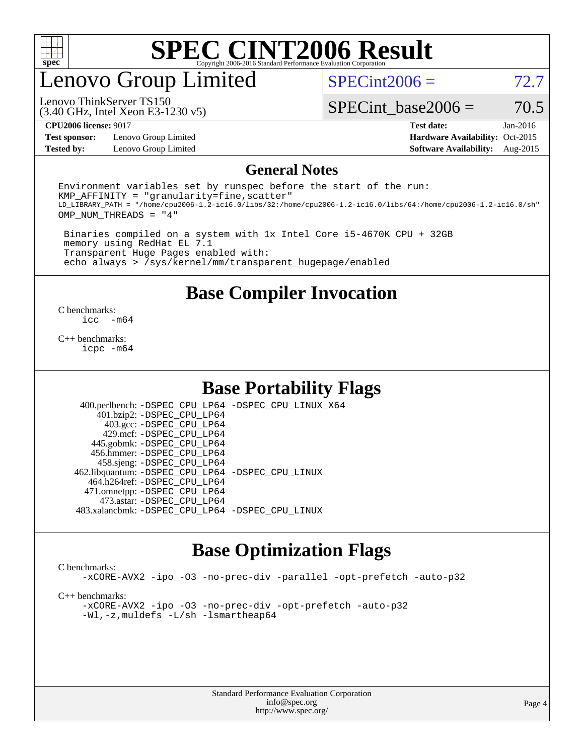# SPEC CINT2006 Result

Copyright 2006-2016 Standard Performance Evaluation Corporation

## Lenovo Group Limited

Lenovo ThinkServer TS150
(3.40 GHz, Intel Xeon E3-1230 v5)

SPECint2006 = 72.7

SPECint_base2006 = 70.5

| | | | |
|---|---|---|---|
| **CPU2006 license:** 9017 | | **Test date:** | Jan-2016 |
| **Test sponsor:** | Lenovo Group Limited | **Hardware Availability:** | Oct-2015 |
| **Tested by:** | Lenovo Group Limited | **Software Availability:** | Aug-2015 |

## General Notes

```
Environment variables set by runspec before the start of the run:
KMP_AFFINITY = "granularity=fine,scatter"
LD_LIBRARY_PATH = "/home/cpu2006-1.2-ic16.0/libs/32:/home/cpu2006-1.2-ic16.0/libs/64:/home/cpu2006-1.2-ic16.0/sh"
OMP_NUM_THREADS = "4"

 Binaries compiled on a system with 1x Intel Core i5-4670K CPU + 32GB
 memory using RedHat EL 7.1
 Transparent Huge Pages enabled with:
 echo always > /sys/kernel/mm/transparent_hugepage/enabled
```

## Base Compiler Invocation

C benchmarks:
```
icc  -m64
```

C++ benchmarks:
```
icpc -m64
```

## Base Portability Flags

| | |
|---|---|
| 400.perlbench: | -DSPEC_CPU_LP64 -DSPEC_CPU_LINUX_X64 |
| 401.bzip2: | -DSPEC_CPU_LP64 |
| 403.gcc: | -DSPEC_CPU_LP64 |
| 429.mcf: | -DSPEC_CPU_LP64 |
| 445.gobmk: | -DSPEC_CPU_LP64 |
| 456.hmmer: | -DSPEC_CPU_LP64 |
| 458.sjeng: | -DSPEC_CPU_LP64 |
| 462.libquantum: | -DSPEC_CPU_LP64 -DSPEC_CPU_LINUX |
| 464.h264ref: | -DSPEC_CPU_LP64 |
| 471.omnetpp: | -DSPEC_CPU_LP64 |
| 473.astar: | -DSPEC_CPU_LP64 |
| 483.xalancbmk: | -DSPEC_CPU_LP64 -DSPEC_CPU_LINUX |

## Base Optimization Flags

C benchmarks:
```
-xCORE-AVX2 -ipo -O3 -no-prec-div -parallel -opt-prefetch -auto-p32
```

C++ benchmarks:
```
-xCORE-AVX2 -ipo -O3 -no-prec-div -opt-prefetch -auto-p32
-Wl,-z,muldefs -L/sh -lsmartheap64
```

Standard Performance Evaluation Corporation
info@spec.org
http://www.spec.org/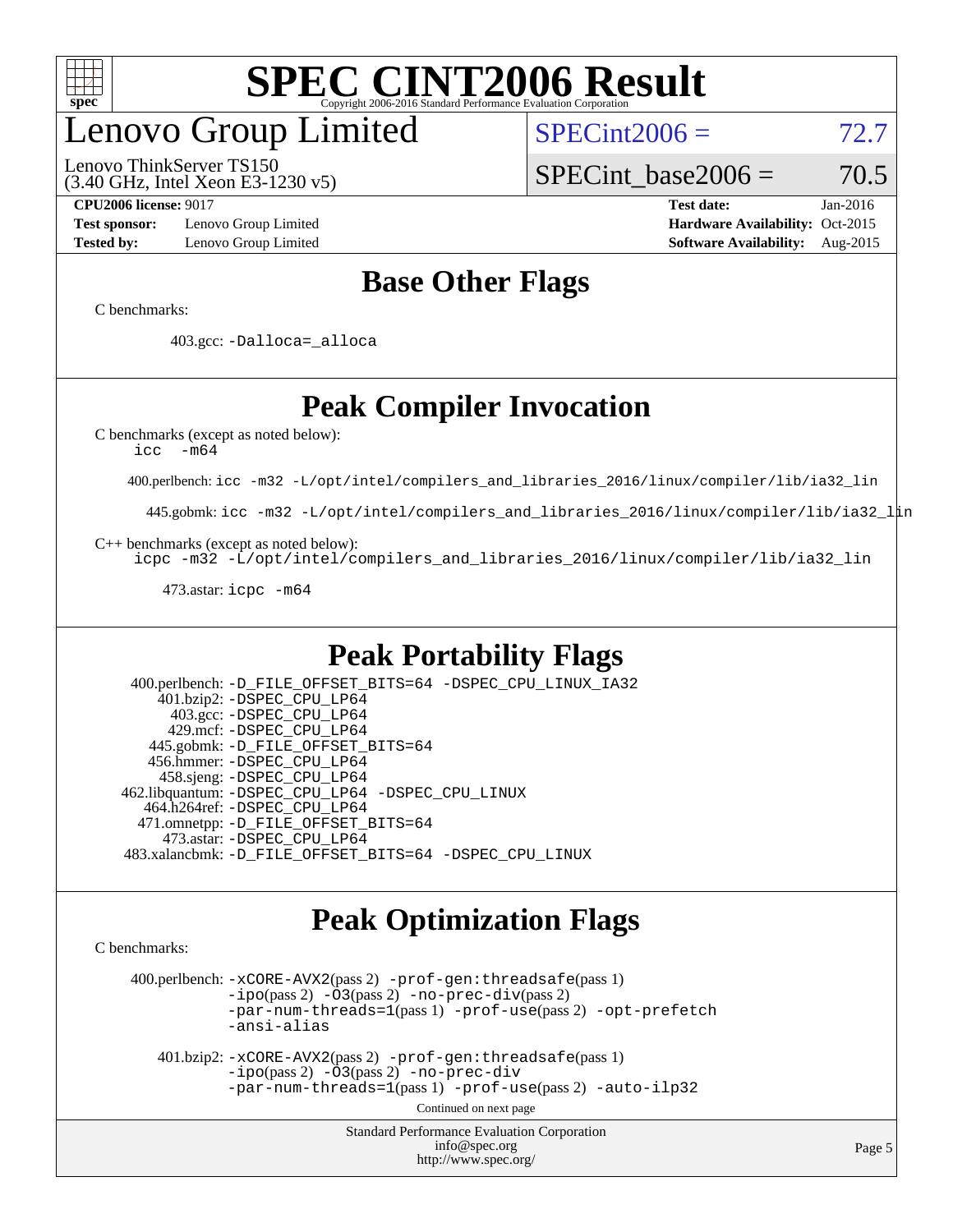# SPEC CINT2006 Result

Copyright 2006-2016 Standard Performance Evaluation Corporation

## Lenovo Group Limited

Lenovo ThinkServer TS150
(3.40 GHz, Intel Xeon E3-1230 v5)

SPECint2006 = 72.7

SPECint_base2006 = 70.5

**CPU2006 license:** 9017
**Test sponsor:** Lenovo Group Limited
**Tested by:** Lenovo Group Limited

**Test date:** Jan-2016
**Hardware Availability:** Oct-2015
**Software Availability:** Aug-2015

## Base Other Flags

C benchmarks:

403.gcc: `-Dalloca=_alloca`

## Peak Compiler Invocation

C benchmarks (except as noted below):
`icc -m64`

400.perlbench: `icc -m32 -L/opt/intel/compilers_and_libraries_2016/linux/compiler/lib/ia32_lin`

445.gobmk: `icc -m32 -L/opt/intel/compilers_and_libraries_2016/linux/compiler/lib/ia32_lin`

C++ benchmarks (except as noted below):
`icpc -m32 -L/opt/intel/compilers_and_libraries_2016/linux/compiler/lib/ia32_lin`

473.astar: `icpc -m64`

## Peak Portability Flags

400.perlbench: `-D_FILE_OFFSET_BITS=64 -DSPEC_CPU_LINUX_IA32`
401.bzip2: `-DSPEC_CPU_LP64`
403.gcc: `-DSPEC_CPU_LP64`
429.mcf: `-DSPEC_CPU_LP64`
445.gobmk: `-D_FILE_OFFSET_BITS=64`
456.hmmer: `-DSPEC_CPU_LP64`
458.sjeng: `-DSPEC_CPU_LP64`
462.libquantum: `-DSPEC_CPU_LP64 -DSPEC_CPU_LINUX`
464.h264ref: `-DSPEC_CPU_LP64`
471.omnetpp: `-D_FILE_OFFSET_BITS=64`
473.astar: `-DSPEC_CPU_LP64`
483.xalancbmk: `-D_FILE_OFFSET_BITS=64 -DSPEC_CPU_LINUX`

## Peak Optimization Flags

C benchmarks:

400.perlbench: `-xCORE-AVX2`(pass 2) `-prof-gen:threadsafe`(pass 1) `-ipo`(pass 2) `-O3`(pass 2) `-no-prec-div`(pass 2) `-par-num-threads=1`(pass 1) `-prof-use`(pass 2) `-opt-prefetch` `-ansi-alias`

401.bzip2: `-xCORE-AVX2`(pass 2) `-prof-gen:threadsafe`(pass 1) `-ipo`(pass 2) `-O3`(pass 2) `-no-prec-div` `-par-num-threads=1`(pass 1) `-prof-use`(pass 2) `-auto-ilp32`

Continued on next page

Standard Performance Evaluation Corporation
info@spec.org
http://www.spec.org/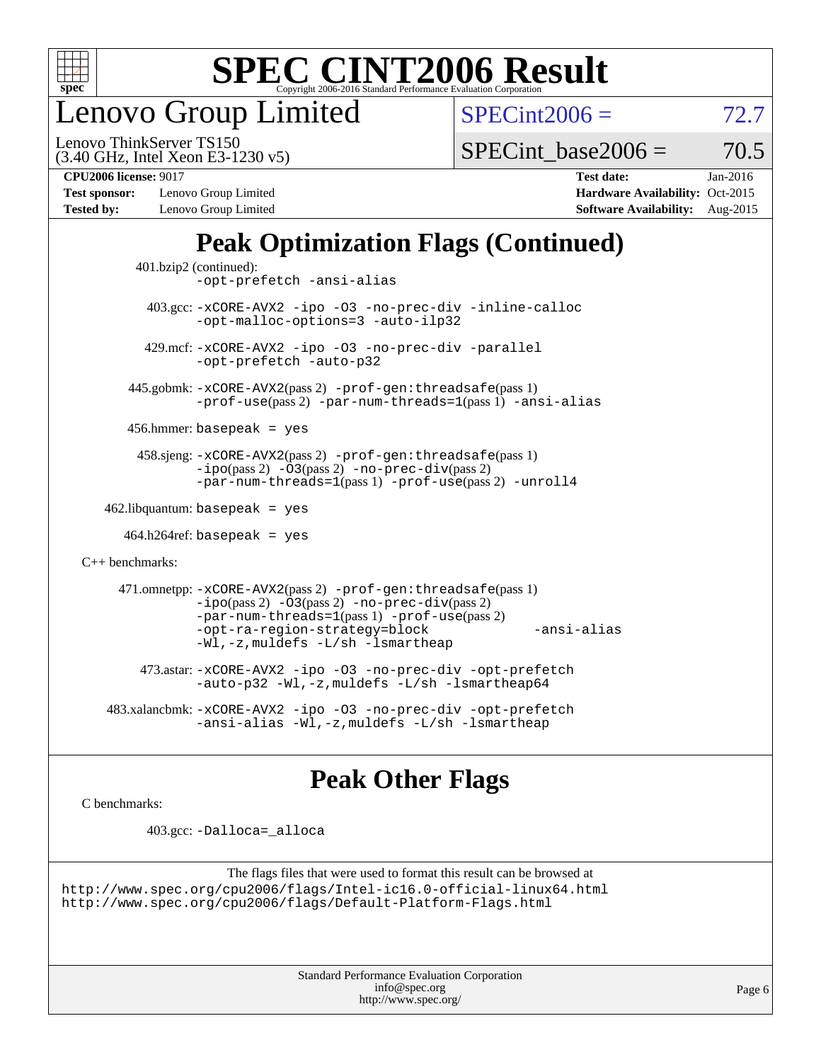# SPEC CINT2006 Result

Copyright 2006-2016 Standard Performance Evaluation Corporation

## Lenovo Group Limited

Lenovo ThinkServer TS150
(3.40 GHz, Intel Xeon E3-1230 v5)

SPECint2006 = 72.7

SPECint_base2006 = 70.5

| | | | |
|---|---|---|---|
| **CPU2006 license:** 9017 | | **Test date:** | Jan-2016 |
| **Test sponsor:** | Lenovo Group Limited | **Hardware Availability:** | Oct-2015 |
| **Tested by:** | Lenovo Group Limited | **Software Availability:** | Aug-2015 |

## Peak Optimization Flags (Continued)

401.bzip2 (continued):
```
-opt-prefetch -ansi-alias
```

403.gcc:
```
-xCORE-AVX2 -ipo -O3 -no-prec-div -inline-calloc
-opt-malloc-options=3 -auto-ilp32
```

429.mcf:
```
-xCORE-AVX2 -ipo -O3 -no-prec-div -parallel
-opt-prefetch -auto-p32
```

445.gobmk: `-xCORE-AVX2`(pass 2) `-prof-gen:threadsafe`(pass 1) `-prof-use`(pass 2) `-par-num-threads=1`(pass 1) `-ansi-alias`

456.hmmer: `basepeak = yes`

458.sjeng: `-xCORE-AVX2`(pass 2) `-prof-gen:threadsafe`(pass 1) `-ipo`(pass 2) `-O3`(pass 2) `-no-prec-div`(pass 2) `-par-num-threads=1`(pass 1) `-prof-use`(pass 2) `-unroll4`

462.libquantum: `basepeak = yes`

464.h264ref: `basepeak = yes`

C++ benchmarks:

471.omnetpp: `-xCORE-AVX2`(pass 2) `-prof-gen:threadsafe`(pass 1) `-ipo`(pass 2) `-O3`(pass 2) `-no-prec-div`(pass 2) `-par-num-threads=1`(pass 1) `-prof-use`(pass 2) `-opt-ra-region-strategy=block` `-ansi-alias` `-Wl,-z,muldefs -L/sh -lsmartheap`

473.astar:
```
-xCORE-AVX2 -ipo -O3 -no-prec-div -opt-prefetch
-auto-p32 -Wl,-z,muldefs -L/sh -lsmartheap64
```

483.xalancbmk:
```
-xCORE-AVX2 -ipo -O3 -no-prec-div -opt-prefetch
-ansi-alias -Wl,-z,muldefs -L/sh -lsmartheap
```

## Peak Other Flags

C benchmarks:

403.gcc: `-Dalloca=_alloca`

The flags files that were used to format this result can be browsed at
http://www.spec.org/cpu2006/flags/Intel-ic16.0-official-linux64.html
http://www.spec.org/cpu2006/flags/Default-Platform-Flags.html

Standard Performance Evaluation Corporation
info@spec.org
http://www.spec.org/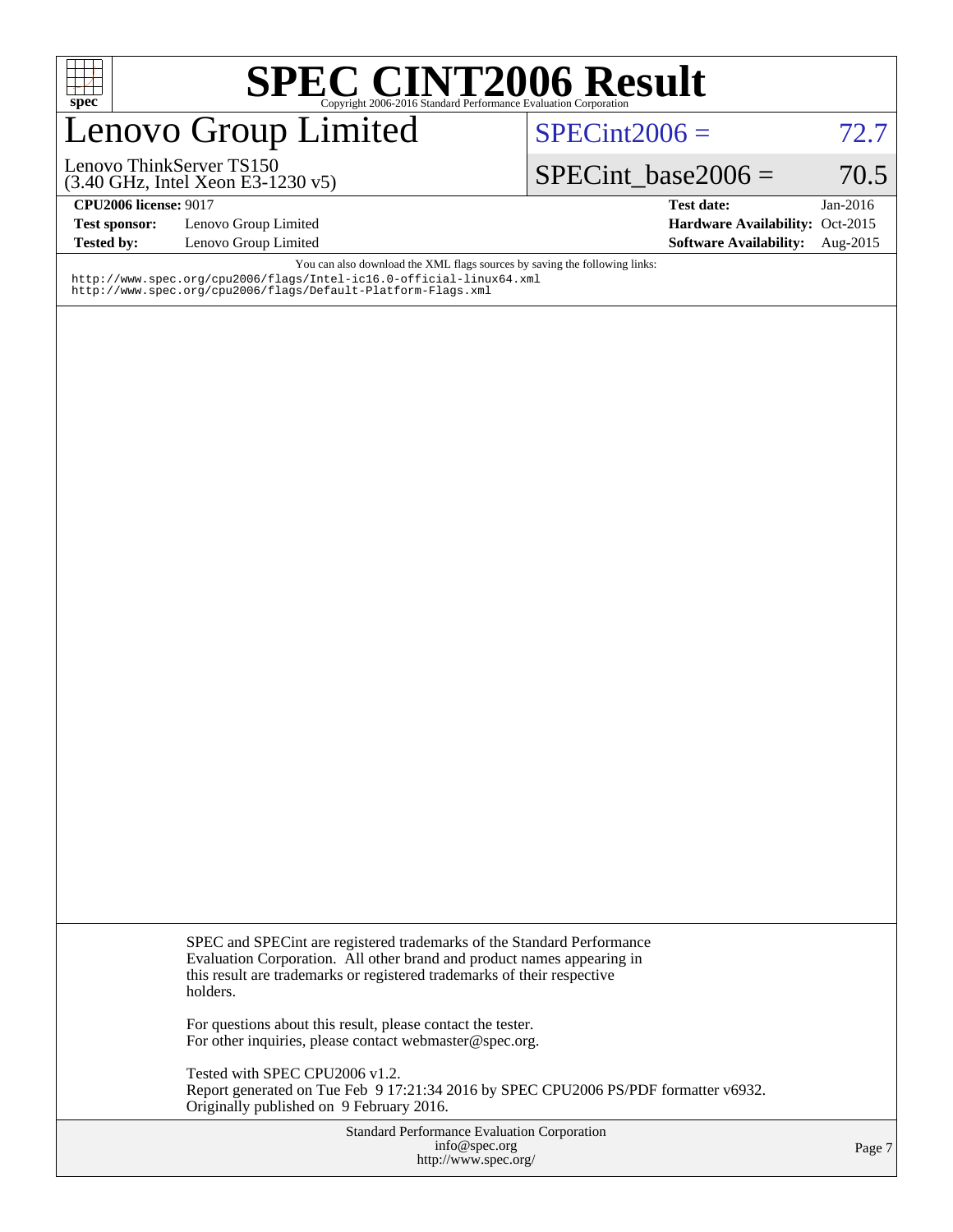You can also download the XML flags sources by saving the following links:

```
http://www.spec.org/cpu2006/flags/Intel-ic16.0-official-linux64.xml
http://www.spec.org/cpu2006/flags/Default-Platform-Flags.xml
```

SPEC and SPECint are registered trademarks of the Standard Performance Evaluation Corporation. All other brand and product names appearing in this result are trademarks or registered trademarks of their respective holders.

For questions about this result, please contact the tester.
For other inquiries, please contact webmaster@spec.org.

Tested with SPEC CPU2006 v1.2.
Report generated on Tue Feb 9 17:21:34 2016 by SPEC CPU2006 PS/PDF formatter v6932.
Originally published on 9 February 2016.